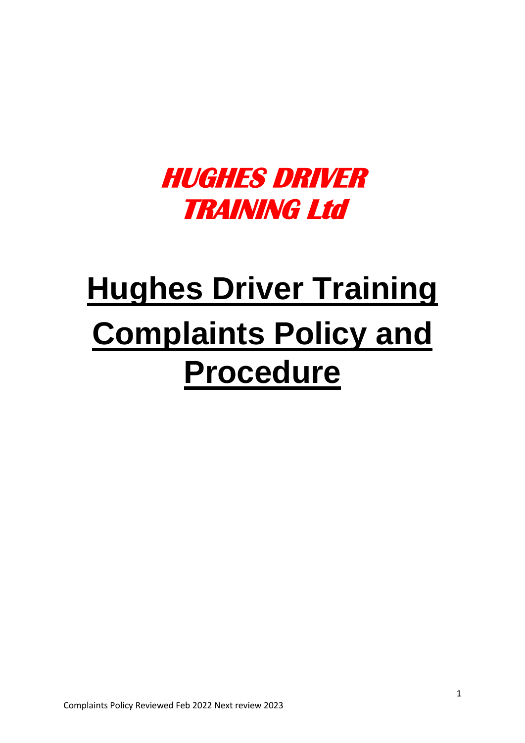**HUGHES DRIVER TRAINING Ltd**

# Hughes Driver Training Complaints Policy and Procedure

Complaints Policy Reviewed Feb 2022 Next review 2023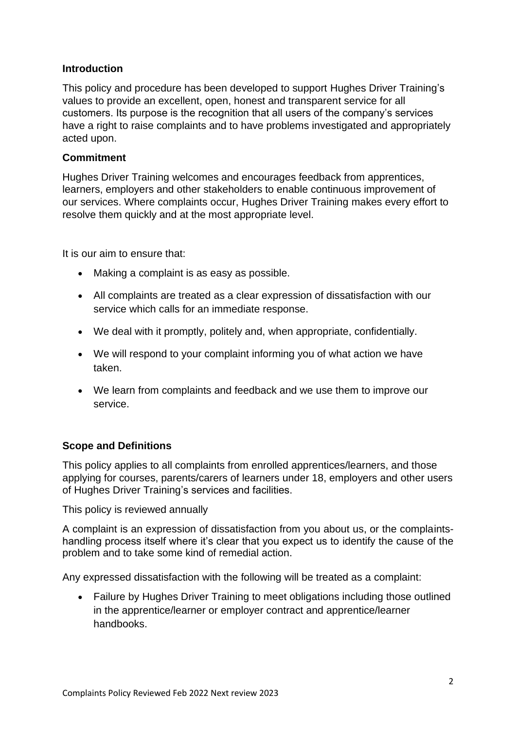## Introduction

This policy and procedure has been developed to support Hughes Driver Training's values to provide an excellent, open, honest and transparent service for all customers. Its purpose is the recognition that all users of the company's services have a right to raise complaints and to have problems investigated and appropriately acted upon.

## Commitment

Hughes Driver Training welcomes and encourages feedback from apprentices, learners, employers and other stakeholders to enable continuous improvement of our services. Where complaints occur, Hughes Driver Training makes every effort to resolve them quickly and at the most appropriate level.

It is our aim to ensure that:

- Making a complaint is as easy as possible.
- All complaints are treated as a clear expression of dissatisfaction with our service which calls for an immediate response.
- We deal with it promptly, politely and, when appropriate, confidentially.
- We will respond to your complaint informing you of what action we have taken.
- We learn from complaints and feedback and we use them to improve our service.

## Scope and Definitions

This policy applies to all complaints from enrolled apprentices/learners, and those applying for courses, parents/carers of learners under 18, employers and other users of Hughes Driver Training's services and facilities.

This policy is reviewed annually

A complaint is an expression of dissatisfaction from you about us, or the complaints-handling process itself where it's clear that you expect us to identify the cause of the problem and to take some kind of remedial action.

Any expressed dissatisfaction with the following will be treated as a complaint:

- Failure by Hughes Driver Training to meet obligations including those outlined in the apprentice/learner or employer contract and apprentice/learner handbooks.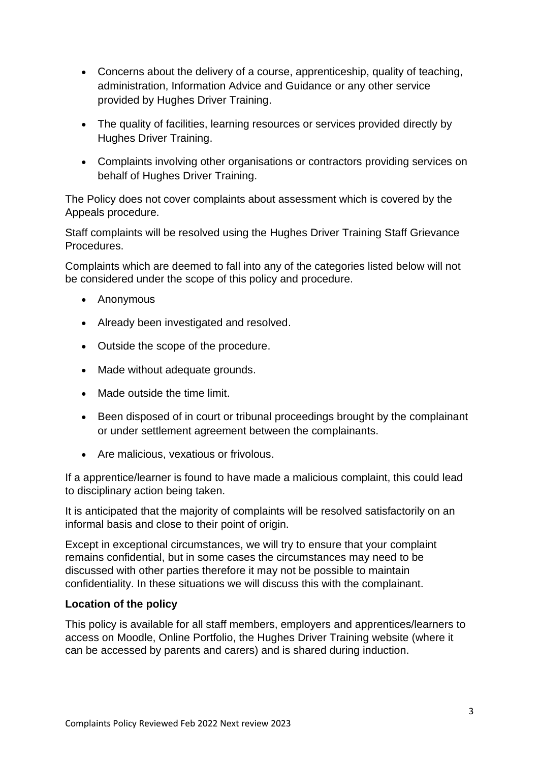- Concerns about the delivery of a course, apprenticeship, quality of teaching, administration, Information Advice and Guidance or any other service provided by Hughes Driver Training.
- The quality of facilities, learning resources or services provided directly by Hughes Driver Training.
- Complaints involving other organisations or contractors providing services on behalf of Hughes Driver Training.

The Policy does not cover complaints about assessment which is covered by the Appeals procedure.

Staff complaints will be resolved using the Hughes Driver Training Staff Grievance Procedures.

Complaints which are deemed to fall into any of the categories listed below will not be considered under the scope of this policy and procedure.

- Anonymous
- Already been investigated and resolved.
- Outside the scope of the procedure.
- Made without adequate grounds.
- Made outside the time limit.
- Been disposed of in court or tribunal proceedings brought by the complainant or under settlement agreement between the complainants.
- Are malicious, vexatious or frivolous.

If a apprentice/learner is found to have made a malicious complaint, this could lead to disciplinary action being taken.

It is anticipated that the majority of complaints will be resolved satisfactorily on an informal basis and close to their point of origin.

Except in exceptional circumstances, we will try to ensure that your complaint remains confidential, but in some cases the circumstances may need to be discussed with other parties therefore it may not be possible to maintain confidentiality. In these situations we will discuss this with the complainant.

**Location of the policy**

This policy is available for all staff members, employers and apprentices/learners to access on Moodle, Online Portfolio, the Hughes Driver Training website (where it can be accessed by parents and carers) and is shared during induction.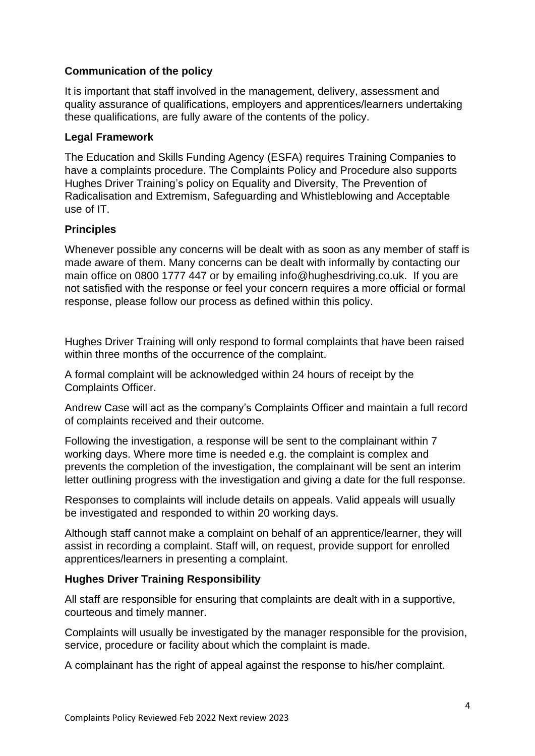### Communication of the policy

It is important that staff involved in the management, delivery, assessment and quality assurance of qualifications, employers and apprentices/learners undertaking these qualifications, are fully aware of the contents of the policy.

### Legal Framework

The Education and Skills Funding Agency (ESFA) requires Training Companies to have a complaints procedure. The Complaints Policy and Procedure also supports Hughes Driver Training's policy on Equality and Diversity, The Prevention of Radicalisation and Extremism, Safeguarding and Whistleblowing and Acceptable use of IT.

### Principles

Whenever possible any concerns will be dealt with as soon as any member of staff is made aware of them. Many concerns can be dealt with informally by contacting our main office on 0800 1777 447 or by emailing info@hughesdriving.co.uk. If you are not satisfied with the response or feel your concern requires a more official or formal response, please follow our process as defined within this policy.

Hughes Driver Training will only respond to formal complaints that have been raised within three months of the occurrence of the complaint.

A formal complaint will be acknowledged within 24 hours of receipt by the Complaints Officer.

Andrew Case will act as the company's Complaints Officer and maintain a full record of complaints received and their outcome.

Following the investigation, a response will be sent to the complainant within 7 working days. Where more time is needed e.g. the complaint is complex and prevents the completion of the investigation, the complainant will be sent an interim letter outlining progress with the investigation and giving a date for the full response.

Responses to complaints will include details on appeals. Valid appeals will usually be investigated and responded to within 20 working days.

Although staff cannot make a complaint on behalf of an apprentice/learner, they will assist in recording a complaint. Staff will, on request, provide support for enrolled apprentices/learners in presenting a complaint.

### Hughes Driver Training Responsibility

All staff are responsible for ensuring that complaints are dealt with in a supportive, courteous and timely manner.

Complaints will usually be investigated by the manager responsible for the provision, service, procedure or facility about which the complaint is made.

A complainant has the right of appeal against the response to his/her complaint.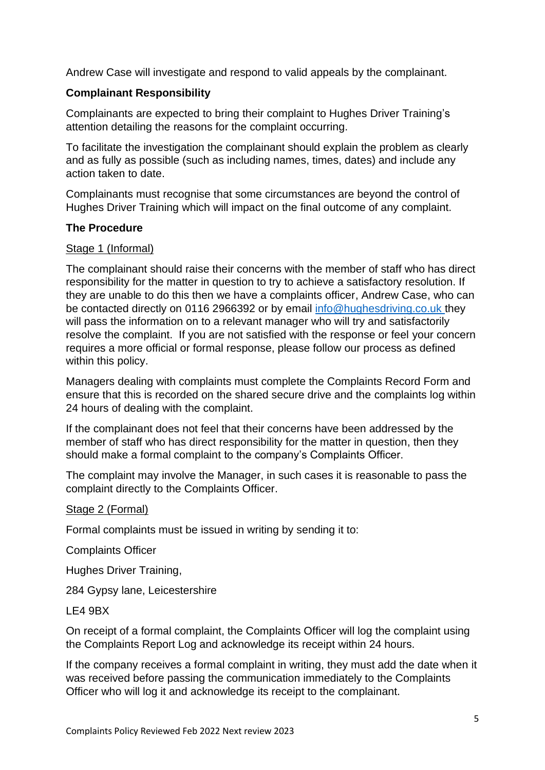Andrew Case will investigate and respond to valid appeals by the complainant.

**Complainant Responsibility**

Complainants are expected to bring their complaint to Hughes Driver Training's attention detailing the reasons for the complaint occurring.

To facilitate the investigation the complainant should explain the problem as clearly and as fully as possible (such as including names, times, dates) and include any action taken to date.

Complainants must recognise that some circumstances are beyond the control of Hughes Driver Training which will impact on the final outcome of any complaint.

**The Procedure**

Stage 1 (Informal)

The complainant should raise their concerns with the member of staff who has direct responsibility for the matter in question to try to achieve a satisfactory resolution. If they are unable to do this then we have a complaints officer, Andrew Case, who can be contacted directly on 0116 2966392 or by email info@hughesdriving.co.uk they will pass the information on to a relevant manager who will try and satisfactorily resolve the complaint. If you are not satisfied with the response or feel your concern requires a more official or formal response, please follow our process as defined within this policy.

Managers dealing with complaints must complete the Complaints Record Form and ensure that this is recorded on the shared secure drive and the complaints log within 24 hours of dealing with the complaint.

If the complainant does not feel that their concerns have been addressed by the member of staff who has direct responsibility for the matter in question, then they should make a formal complaint to the company's Complaints Officer.

The complaint may involve the Manager, in such cases it is reasonable to pass the complaint directly to the Complaints Officer.

Stage 2 (Formal)

Formal complaints must be issued in writing by sending it to:

Complaints Officer

Hughes Driver Training,

284 Gypsy lane, Leicestershire

LE4 9BX

On receipt of a formal complaint, the Complaints Officer will log the complaint using the Complaints Report Log and acknowledge its receipt within 24 hours.

If the company receives a formal complaint in writing, they must add the date when it was received before passing the communication immediately to the Complaints Officer who will log it and acknowledge its receipt to the complainant.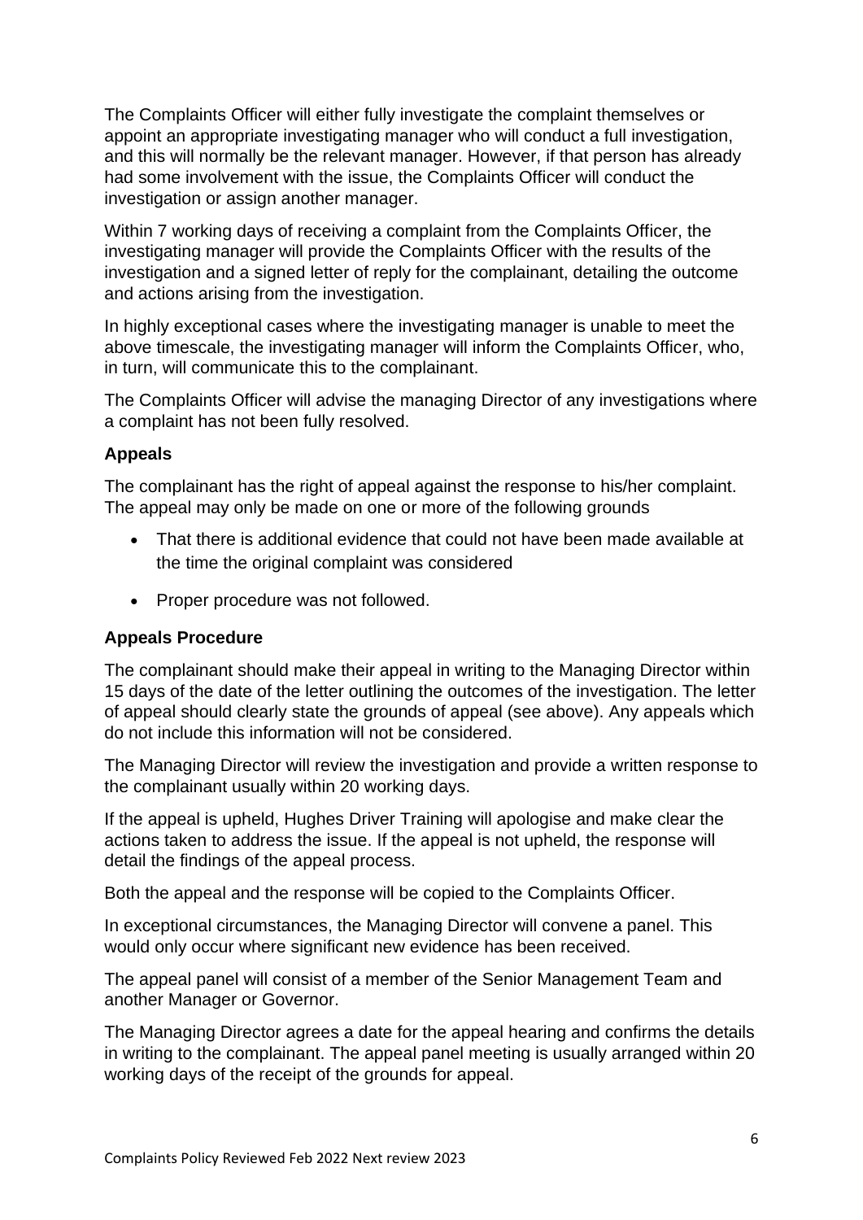The Complaints Officer will either fully investigate the complaint themselves or appoint an appropriate investigating manager who will conduct a full investigation, and this will normally be the relevant manager. However, if that person has already had some involvement with the issue, the Complaints Officer will conduct the investigation or assign another manager.

Within 7 working days of receiving a complaint from the Complaints Officer, the investigating manager will provide the Complaints Officer with the results of the investigation and a signed letter of reply for the complainant, detailing the outcome and actions arising from the investigation.

In highly exceptional cases where the investigating manager is unable to meet the above timescale, the investigating manager will inform the Complaints Officer, who, in turn, will communicate this to the complainant.

The Complaints Officer will advise the managing Director of any investigations where a complaint has not been fully resolved.

**Appeals**

The complainant has the right of appeal against the response to his/her complaint. The appeal may only be made on one or more of the following grounds

- That there is additional evidence that could not have been made available at the time the original complaint was considered
- Proper procedure was not followed.

**Appeals Procedure**

The complainant should make their appeal in writing to the Managing Director within 15 days of the date of the letter outlining the outcomes of the investigation. The letter of appeal should clearly state the grounds of appeal (see above). Any appeals which do not include this information will not be considered.

The Managing Director will review the investigation and provide a written response to the complainant usually within 20 working days.

If the appeal is upheld, Hughes Driver Training will apologise and make clear the actions taken to address the issue. If the appeal is not upheld, the response will detail the findings of the appeal process.

Both the appeal and the response will be copied to the Complaints Officer.

In exceptional circumstances, the Managing Director will convene a panel. This would only occur where significant new evidence has been received.

The appeal panel will consist of a member of the Senior Management Team and another Manager or Governor.

The Managing Director agrees a date for the appeal hearing and confirms the details in writing to the complainant. The appeal panel meeting is usually arranged within 20 working days of the receipt of the grounds for appeal.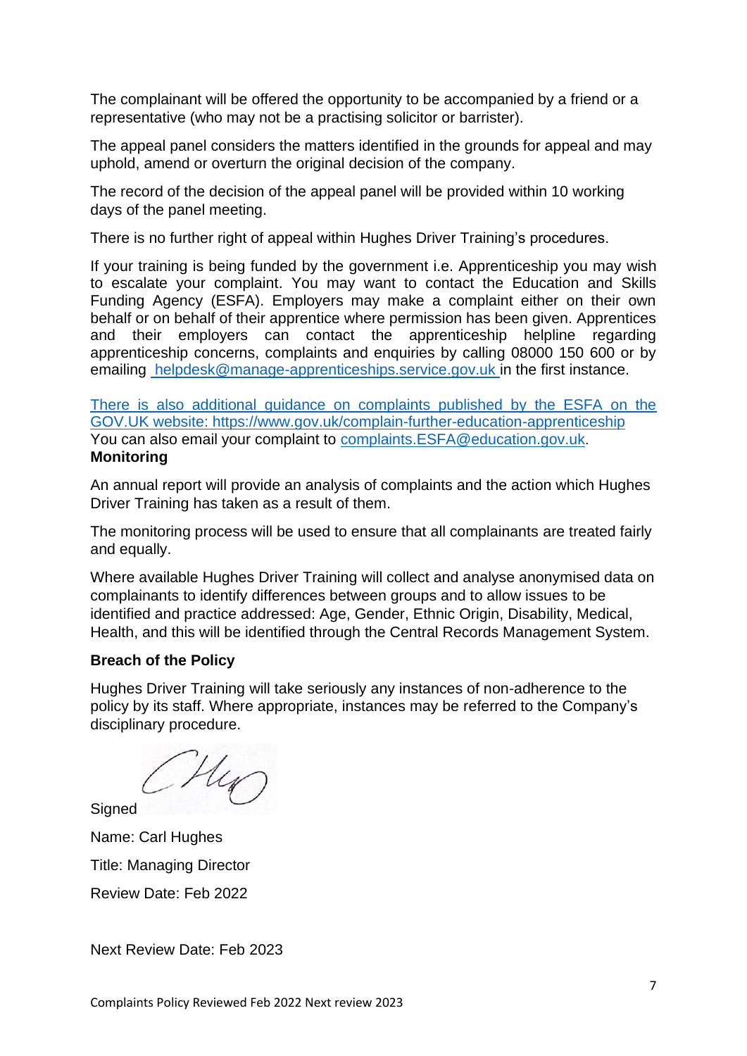The complainant will be offered the opportunity to be accompanied by a friend or a representative (who may not be a practising solicitor or barrister).

The appeal panel considers the matters identified in the grounds for appeal and may uphold, amend or overturn the original decision of the company.

The record of the decision of the appeal panel will be provided within 10 working days of the panel meeting.

There is no further right of appeal within Hughes Driver Training's procedures.

If your training is being funded by the government i.e. Apprenticeship you may wish to escalate your complaint. You may want to contact the Education and Skills Funding Agency (ESFA). Employers may make a complaint either on their own behalf or on behalf of their apprentice where permission has been given. Apprentices and their employers can contact the apprenticeship helpline regarding apprenticeship concerns, complaints and enquiries by calling 08000 150 600 or by emailing helpdesk@manage-apprenticeships.service.gov.uk in the first instance.

There is also additional guidance on complaints published by the ESFA on the GOV.UK website: https://www.gov.uk/complain-further-education-apprenticeship
You can also email your complaint to complaints.ESFA@education.gov.uk.

**Monitoring**

An annual report will provide an analysis of complaints and the action which Hughes Driver Training has taken as a result of them.

The monitoring process will be used to ensure that all complainants are treated fairly and equally.

Where available Hughes Driver Training will collect and analyse anonymised data on complainants to identify differences between groups and to allow issues to be identified and practice addressed: Age, Gender, Ethnic Origin, Disability, Medical, Health, and this will be identified through the Central Records Management System.

**Breach of the Policy**

Hughes Driver Training will take seriously any instances of non-adherence to the policy by its staff. Where appropriate, instances may be referred to the Company's disciplinary procedure.

Signed

Name: Carl Hughes

Title: Managing Director

Review Date: Feb 2022

Next Review Date: Feb 2023